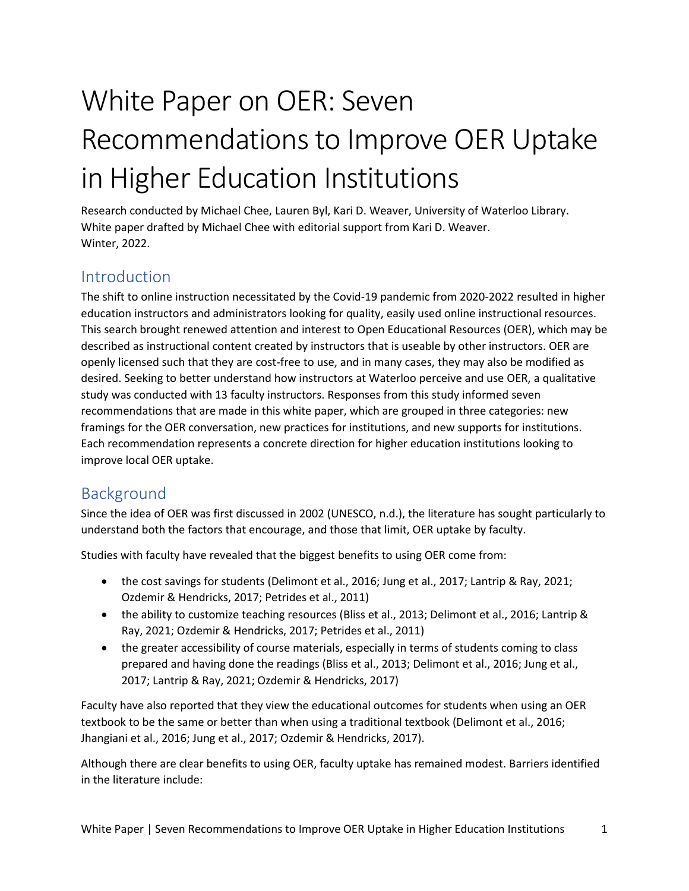# White Paper on OER: Seven Recommendations to Improve OER Uptake in Higher Education Institutions

Research conducted by Michael Chee, Lauren Byl, Kari D. Weaver, University of Waterloo Library.
White paper drafted by Michael Chee with editorial support from Kari D. Weaver.
Winter, 2022.

## Introduction

The shift to online instruction necessitated by the Covid-19 pandemic from 2020-2022 resulted in higher education instructors and administrators looking for quality, easily used online instructional resources. This search brought renewed attention and interest to Open Educational Resources (OER), which may be described as instructional content created by instructors that is useable by other instructors. OER are openly licensed such that they are cost-free to use, and in many cases, they may also be modified as desired. Seeking to better understand how instructors at Waterloo perceive and use OER, a qualitative study was conducted with 13 faculty instructors. Responses from this study informed seven recommendations that are made in this white paper, which are grouped in three categories: new framings for the OER conversation, new practices for institutions, and new supports for institutions. Each recommendation represents a concrete direction for higher education institutions looking to improve local OER uptake.

## Background

Since the idea of OER was first discussed in 2002 (UNESCO, n.d.), the literature has sought particularly to understand both the factors that encourage, and those that limit, OER uptake by faculty.

Studies with faculty have revealed that the biggest benefits to using OER come from:

- the cost savings for students (Delimont et al., 2016; Jung et al., 2017; Lantrip & Ray, 2021; Ozdemir & Hendricks, 2017; Petrides et al., 2011)
- the ability to customize teaching resources (Bliss et al., 2013; Delimont et al., 2016; Lantrip & Ray, 2021; Ozdemir & Hendricks, 2017; Petrides et al., 2011)
- the greater accessibility of course materials, especially in terms of students coming to class prepared and having done the readings (Bliss et al., 2013; Delimont et al., 2016; Jung et al., 2017; Lantrip & Ray, 2021; Ozdemir & Hendricks, 2017)

Faculty have also reported that they view the educational outcomes for students when using an OER textbook to be the same or better than when using a traditional textbook (Delimont et al., 2016; Jhangiani et al., 2016; Jung et al., 2017; Ozdemir & Hendricks, 2017).

Although there are clear benefits to using OER, faculty uptake has remained modest. Barriers identified in the literature include: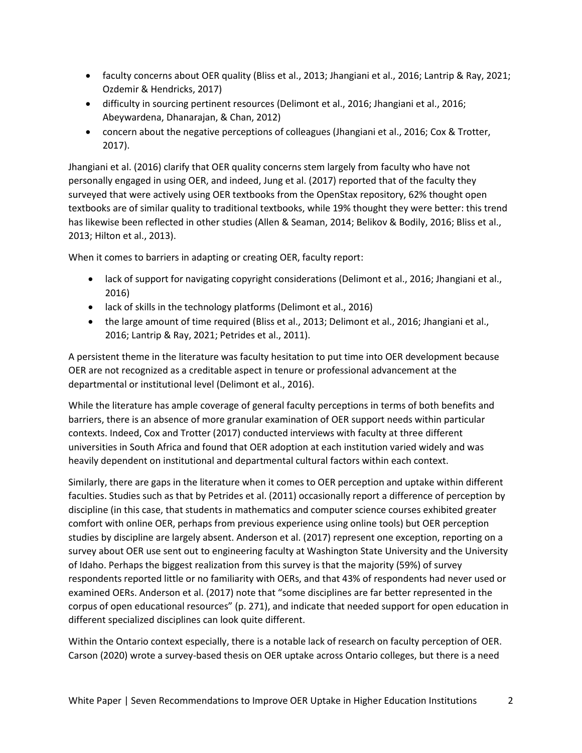- faculty concerns about OER quality (Bliss et al., 2013; Jhangiani et al., 2016; Lantrip & Ray, 2021; Ozdemir & Hendricks, 2017)
- difficulty in sourcing pertinent resources (Delimont et al., 2016; Jhangiani et al., 2016; Abeywardena, Dhanarajan, & Chan, 2012)
- concern about the negative perceptions of colleagues (Jhangiani et al., 2016; Cox & Trotter, 2017).

Jhangiani et al. (2016) clarify that OER quality concerns stem largely from faculty who have not personally engaged in using OER, and indeed, Jung et al. (2017) reported that of the faculty they surveyed that were actively using OER textbooks from the OpenStax repository, 62% thought open textbooks are of similar quality to traditional textbooks, while 19% thought they were better: this trend has likewise been reflected in other studies (Allen & Seaman, 2014; Belikov & Bodily, 2016; Bliss et al., 2013; Hilton et al., 2013).

When it comes to barriers in adapting or creating OER, faculty report:

- lack of support for navigating copyright considerations (Delimont et al., 2016; Jhangiani et al., 2016)
- lack of skills in the technology platforms (Delimont et al., 2016)
- the large amount of time required (Bliss et al., 2013; Delimont et al., 2016; Jhangiani et al., 2016; Lantrip & Ray, 2021; Petrides et al., 2011).

A persistent theme in the literature was faculty hesitation to put time into OER development because OER are not recognized as a creditable aspect in tenure or professional advancement at the departmental or institutional level (Delimont et al., 2016).

While the literature has ample coverage of general faculty perceptions in terms of both benefits and barriers, there is an absence of more granular examination of OER support needs within particular contexts. Indeed, Cox and Trotter (2017) conducted interviews with faculty at three different universities in South Africa and found that OER adoption at each institution varied widely and was heavily dependent on institutional and departmental cultural factors within each context.

Similarly, there are gaps in the literature when it comes to OER perception and uptake within different faculties. Studies such as that by Petrides et al. (2011) occasionally report a difference of perception by discipline (in this case, that students in mathematics and computer science courses exhibited greater comfort with online OER, perhaps from previous experience using online tools) but OER perception studies by discipline are largely absent. Anderson et al. (2017) represent one exception, reporting on a survey about OER use sent out to engineering faculty at Washington State University and the University of Idaho. Perhaps the biggest realization from this survey is that the majority (59%) of survey respondents reported little or no familiarity with OERs, and that 43% of respondents had never used or examined OERs. Anderson et al. (2017) note that "some disciplines are far better represented in the corpus of open educational resources" (p. 271), and indicate that needed support for open education in different specialized disciplines can look quite different.

Within the Ontario context especially, there is a notable lack of research on faculty perception of OER. Carson (2020) wrote a survey-based thesis on OER uptake across Ontario colleges, but there is a need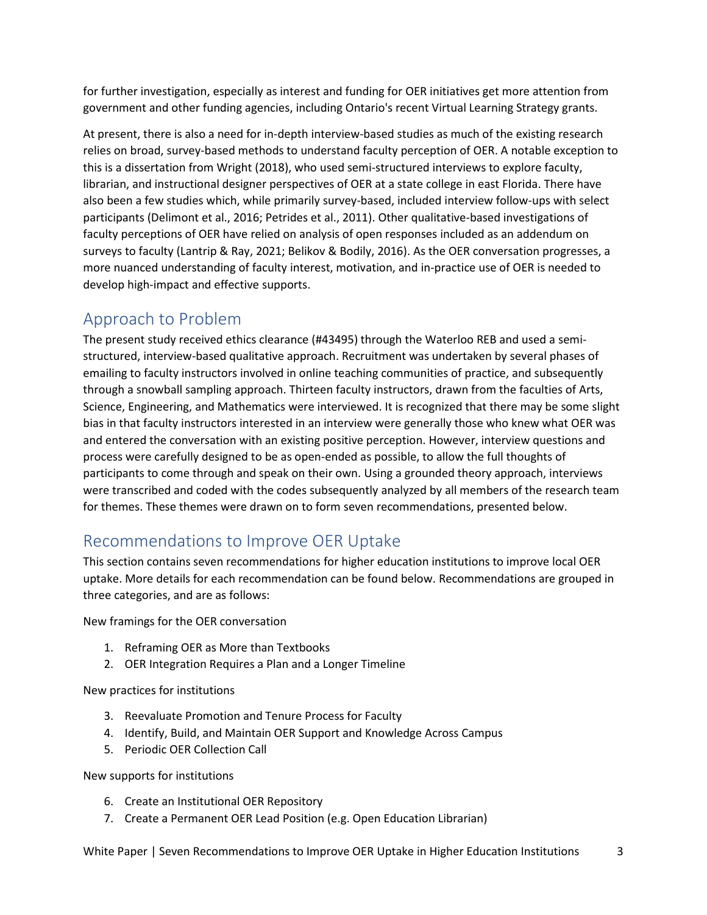for further investigation, especially as interest and funding for OER initiatives get more attention from government and other funding agencies, including Ontario's recent Virtual Learning Strategy grants.

At present, there is also a need for in-depth interview-based studies as much of the existing research relies on broad, survey-based methods to understand faculty perception of OER. A notable exception to this is a dissertation from Wright (2018), who used semi-structured interviews to explore faculty, librarian, and instructional designer perspectives of OER at a state college in east Florida. There have also been a few studies which, while primarily survey-based, included interview follow-ups with select participants (Delimont et al., 2016; Petrides et al., 2011). Other qualitative-based investigations of faculty perceptions of OER have relied on analysis of open responses included as an addendum on surveys to faculty (Lantrip & Ray, 2021; Belikov & Bodily, 2016). As the OER conversation progresses, a more nuanced understanding of faculty interest, motivation, and in-practice use of OER is needed to develop high-impact and effective supports.

## Approach to Problem

The present study received ethics clearance (#43495) through the Waterloo REB and used a semi-structured, interview-based qualitative approach. Recruitment was undertaken by several phases of emailing to faculty instructors involved in online teaching communities of practice, and subsequently through a snowball sampling approach. Thirteen faculty instructors, drawn from the faculties of Arts, Science, Engineering, and Mathematics were interviewed. It is recognized that there may be some slight bias in that faculty instructors interested in an interview were generally those who knew what OER was and entered the conversation with an existing positive perception. However, interview questions and process were carefully designed to be as open-ended as possible, to allow the full thoughts of participants to come through and speak on their own. Using a grounded theory approach, interviews were transcribed and coded with the codes subsequently analyzed by all members of the research team for themes. These themes were drawn on to form seven recommendations, presented below.

## Recommendations to Improve OER Uptake

This section contains seven recommendations for higher education institutions to improve local OER uptake. More details for each recommendation can be found below. Recommendations are grouped in three categories, and are as follows:

New framings for the OER conversation

1. Reframing OER as More than Textbooks
2. OER Integration Requires a Plan and a Longer Timeline

New practices for institutions

3. Reevaluate Promotion and Tenure Process for Faculty
4. Identify, Build, and Maintain OER Support and Knowledge Across Campus
5. Periodic OER Collection Call

New supports for institutions

6. Create an Institutional OER Repository
7. Create a Permanent OER Lead Position (e.g. Open Education Librarian)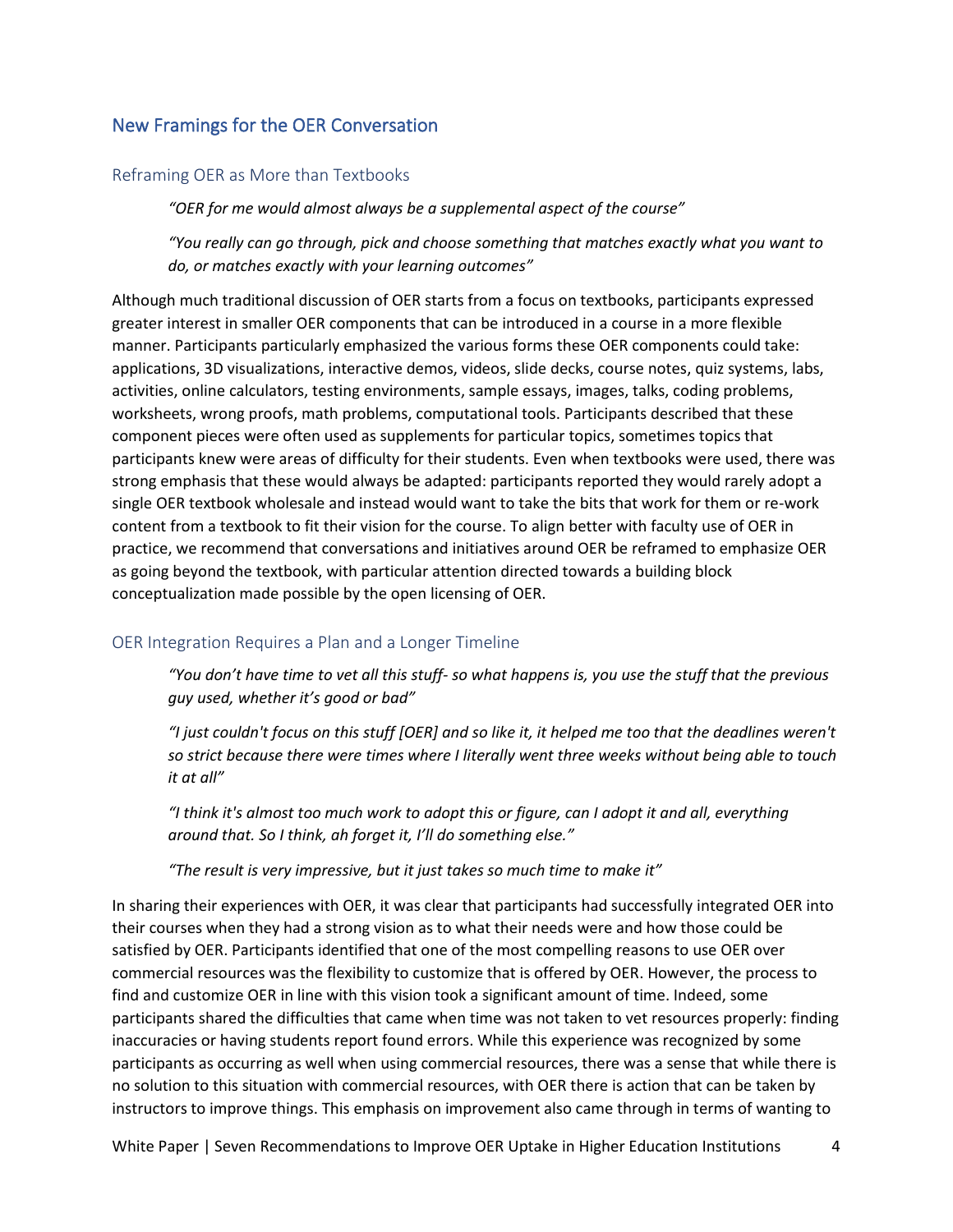## New Framings for the OER Conversation

### Reframing OER as More than Textbooks

> *"OER for me would almost always be a supplemental aspect of the course"*
>
> *"You really can go through, pick and choose something that matches exactly what you want to do, or matches exactly with your learning outcomes"*

Although much traditional discussion of OER starts from a focus on textbooks, participants expressed greater interest in smaller OER components that can be introduced in a course in a more flexible manner. Participants particularly emphasized the various forms these OER components could take: applications, 3D visualizations, interactive demos, videos, slide decks, course notes, quiz systems, labs, activities, online calculators, testing environments, sample essays, images, talks, coding problems, worksheets, wrong proofs, math problems, computational tools. Participants described that these component pieces were often used as supplements for particular topics, sometimes topics that participants knew were areas of difficulty for their students. Even when textbooks were used, there was strong emphasis that these would always be adapted: participants reported they would rarely adopt a single OER textbook wholesale and instead would want to take the bits that work for them or re-work content from a textbook to fit their vision for the course. To align better with faculty use of OER in practice, we recommend that conversations and initiatives around OER be reframed to emphasize OER as going beyond the textbook, with particular attention directed towards a building block conceptualization made possible by the open licensing of OER.

### OER Integration Requires a Plan and a Longer Timeline

> *"You don't have time to vet all this stuff- so what happens is, you use the stuff that the previous guy used, whether it's good or bad"*
>
> *"I just couldn't focus on this stuff [OER] and so like it, it helped me too that the deadlines weren't so strict because there were times where I literally went three weeks without being able to touch it at all"*
>
> *"I think it's almost too much work to adopt this or figure, can I adopt it and all, everything around that. So I think, ah forget it, I'll do something else."*
>
> *"The result is very impressive, but it just takes so much time to make it"*

In sharing their experiences with OER, it was clear that participants had successfully integrated OER into their courses when they had a strong vision as to what their needs were and how those could be satisfied by OER. Participants identified that one of the most compelling reasons to use OER over commercial resources was the flexibility to customize that is offered by OER. However, the process to find and customize OER in line with this vision took a significant amount of time. Indeed, some participants shared the difficulties that came when time was not taken to vet resources properly: finding inaccuracies or having students report found errors. While this experience was recognized by some participants as occurring as well when using commercial resources, there was a sense that while there is no solution to this situation with commercial resources, with OER there is action that can be taken by instructors to improve things. This emphasis on improvement also came through in terms of wanting to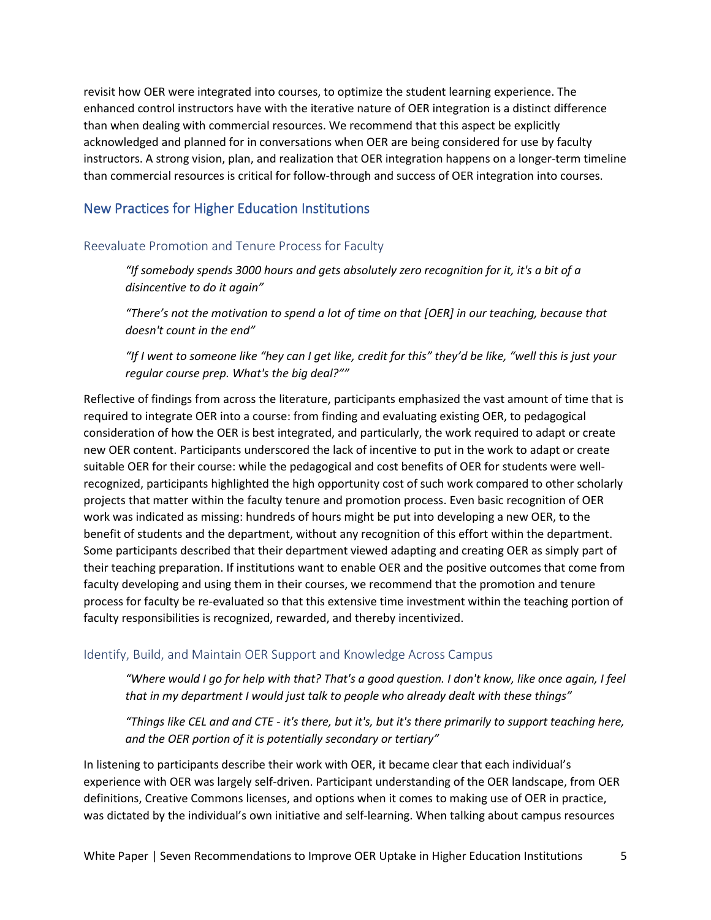revisit how OER were integrated into courses, to optimize the student learning experience. The enhanced control instructors have with the iterative nature of OER integration is a distinct difference than when dealing with commercial resources. We recommend that this aspect be explicitly acknowledged and planned for in conversations when OER are being considered for use by faculty instructors. A strong vision, plan, and realization that OER integration happens on a longer-term timeline than commercial resources is critical for follow-through and success of OER integration into courses.

## New Practices for Higher Education Institutions

### Reevaluate Promotion and Tenure Process for Faculty

> *"If somebody spends 3000 hours and gets absolutely zero recognition for it, it's a bit of a disincentive to do it again"*
>
> *"There's not the motivation to spend a lot of time on that [OER] in our teaching, because that doesn't count in the end"*
>
> *"If I went to someone like "hey can I get like, credit for this" they'd be like, "well this is just your regular course prep. What's the big deal?"*"

Reflective of findings from across the literature, participants emphasized the vast amount of time that is required to integrate OER into a course: from finding and evaluating existing OER, to pedagogical consideration of how the OER is best integrated, and particularly, the work required to adapt or create new OER content. Participants underscored the lack of incentive to put in the work to adapt or create suitable OER for their course: while the pedagogical and cost benefits of OER for students were well-recognized, participants highlighted the high opportunity cost of such work compared to other scholarly projects that matter within the faculty tenure and promotion process. Even basic recognition of OER work was indicated as missing: hundreds of hours might be put into developing a new OER, to the benefit of students and the department, without any recognition of this effort within the department. Some participants described that their department viewed adapting and creating OER as simply part of their teaching preparation. If institutions want to enable OER and the positive outcomes that come from faculty developing and using them in their courses, we recommend that the promotion and tenure process for faculty be re-evaluated so that this extensive time investment within the teaching portion of faculty responsibilities is recognized, rewarded, and thereby incentivized.

### Identify, Build, and Maintain OER Support and Knowledge Across Campus

> *"Where would I go for help with that? That's a good question. I don't know, like once again, I feel that in my department I would just talk to people who already dealt with these things"*
>
> *"Things like CEL and and CTE - it's there, but it's, but it's there primarily to support teaching here, and the OER portion of it is potentially secondary or tertiary"*

In listening to participants describe their work with OER, it became clear that each individual's experience with OER was largely self-driven. Participant understanding of the OER landscape, from OER definitions, Creative Commons licenses, and options when it comes to making use of OER in practice, was dictated by the individual's own initiative and self-learning. When talking about campus resources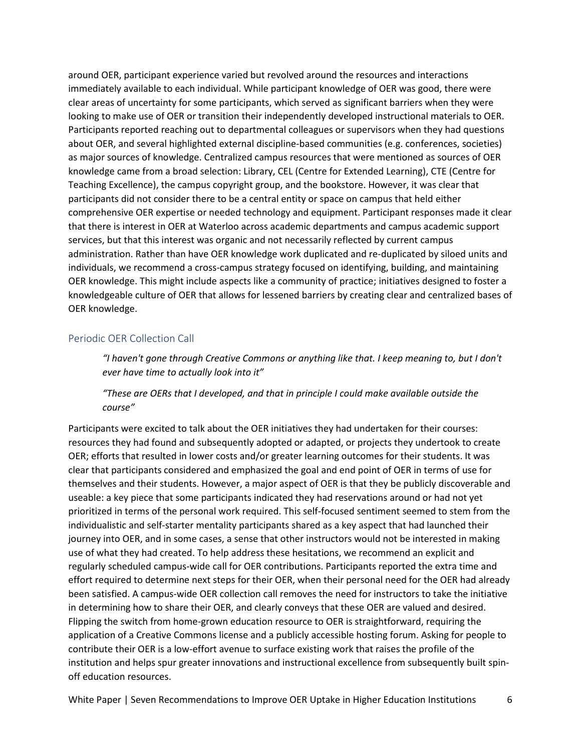around OER, participant experience varied but revolved around the resources and interactions immediately available to each individual. While participant knowledge of OER was good, there were clear areas of uncertainty for some participants, which served as significant barriers when they were looking to make use of OER or transition their independently developed instructional materials to OER. Participants reported reaching out to departmental colleagues or supervisors when they had questions about OER, and several highlighted external discipline-based communities (e.g. conferences, societies) as major sources of knowledge. Centralized campus resources that were mentioned as sources of OER knowledge came from a broad selection: Library, CEL (Centre for Extended Learning), CTE (Centre for Teaching Excellence), the campus copyright group, and the bookstore. However, it was clear that participants did not consider there to be a central entity or space on campus that held either comprehensive OER expertise or needed technology and equipment. Participant responses made it clear that there is interest in OER at Waterloo across academic departments and campus academic support services, but that this interest was organic and not necessarily reflected by current campus administration. Rather than have OER knowledge work duplicated and re-duplicated by siloed units and individuals, we recommend a cross-campus strategy focused on identifying, building, and maintaining OER knowledge. This might include aspects like a community of practice; initiatives designed to foster a knowledgeable culture of OER that allows for lessened barriers by creating clear and centralized bases of OER knowledge.

### Periodic OER Collection Call

> *"I haven't gone through Creative Commons or anything like that. I keep meaning to, but I don't ever have time to actually look into it"*
>
> *"These are OERs that I developed, and that in principle I could make available outside the course"*

Participants were excited to talk about the OER initiatives they had undertaken for their courses: resources they had found and subsequently adopted or adapted, or projects they undertook to create OER; efforts that resulted in lower costs and/or greater learning outcomes for their students. It was clear that participants considered and emphasized the goal and end point of OER in terms of use for themselves and their students. However, a major aspect of OER is that they be publicly discoverable and useable: a key piece that some participants indicated they had reservations around or had not yet prioritized in terms of the personal work required. This self-focused sentiment seemed to stem from the individualistic and self-starter mentality participants shared as a key aspect that had launched their journey into OER, and in some cases, a sense that other instructors would not be interested in making use of what they had created. To help address these hesitations, we recommend an explicit and regularly scheduled campus-wide call for OER contributions. Participants reported the extra time and effort required to determine next steps for their OER, when their personal need for the OER had already been satisfied. A campus-wide OER collection call removes the need for instructors to take the initiative in determining how to share their OER, and clearly conveys that these OER are valued and desired. Flipping the switch from home-grown education resource to OER is straightforward, requiring the application of a Creative Commons license and a publicly accessible hosting forum. Asking for people to contribute their OER is a low-effort avenue to surface existing work that raises the profile of the institution and helps spur greater innovations and instructional excellence from subsequently built spin-off education resources.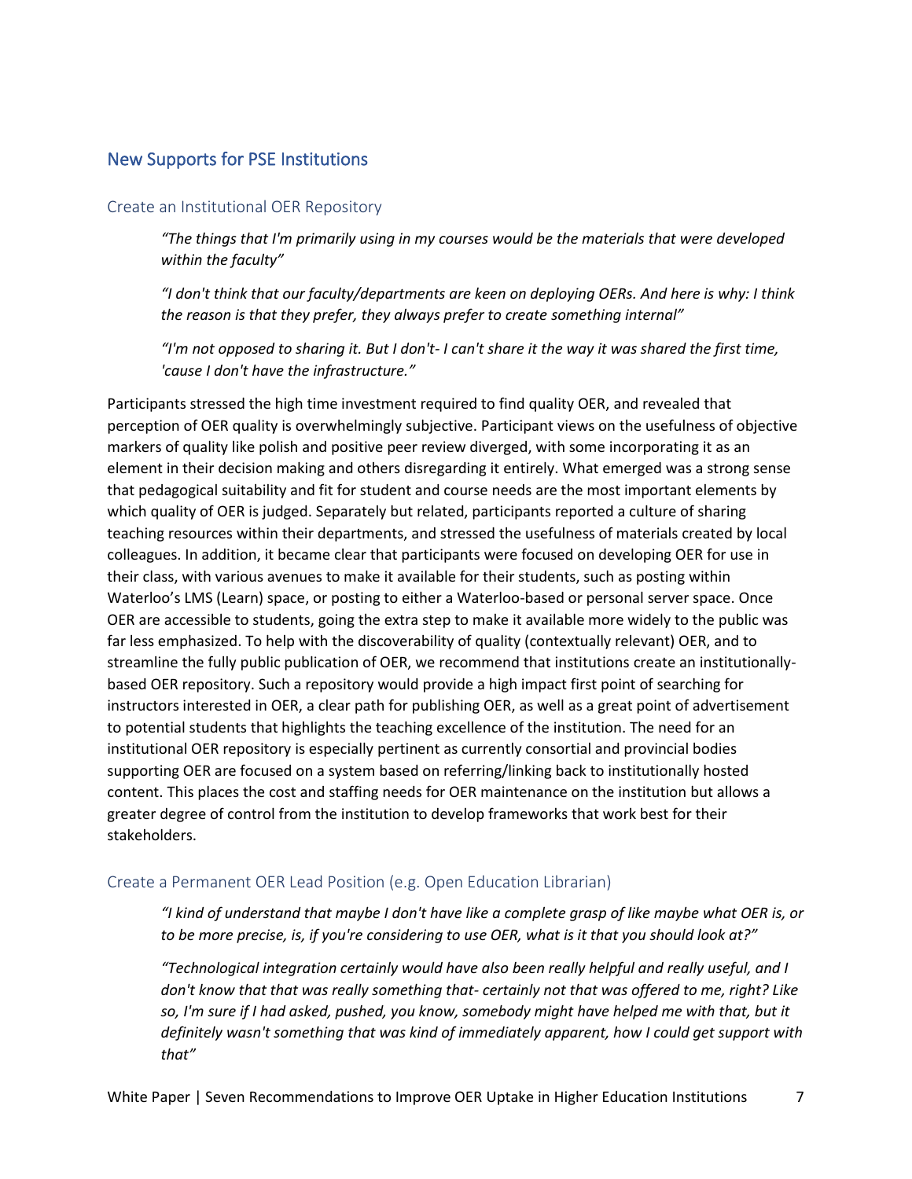## New Supports for PSE Institutions

### Create an Institutional OER Repository

> *"The things that I'm primarily using in my courses would be the materials that were developed within the faculty"*
>
> *"I don't think that our faculty/departments are keen on deploying OERs. And here is why: I think the reason is that they prefer, they always prefer to create something internal"*
>
> *"I'm not opposed to sharing it. But I don't- I can't share it the way it was shared the first time, 'cause I don't have the infrastructure."*

Participants stressed the high time investment required to find quality OER, and revealed that perception of OER quality is overwhelmingly subjective. Participant views on the usefulness of objective markers of quality like polish and positive peer review diverged, with some incorporating it as an element in their decision making and others disregarding it entirely. What emerged was a strong sense that pedagogical suitability and fit for student and course needs are the most important elements by which quality of OER is judged. Separately but related, participants reported a culture of sharing teaching resources within their departments, and stressed the usefulness of materials created by local colleagues. In addition, it became clear that participants were focused on developing OER for use in their class, with various avenues to make it available for their students, such as posting within Waterloo's LMS (Learn) space, or posting to either a Waterloo-based or personal server space. Once OER are accessible to students, going the extra step to make it available more widely to the public was far less emphasized. To help with the discoverability of quality (contextually relevant) OER, and to streamline the fully public publication of OER, we recommend that institutions create an institutionally-based OER repository. Such a repository would provide a high impact first point of searching for instructors interested in OER, a clear path for publishing OER, as well as a great point of advertisement to potential students that highlights the teaching excellence of the institution. The need for an institutional OER repository is especially pertinent as currently consortial and provincial bodies supporting OER are focused on a system based on referring/linking back to institutionally hosted content. This places the cost and staffing needs for OER maintenance on the institution but allows a greater degree of control from the institution to develop frameworks that work best for their stakeholders.

### Create a Permanent OER Lead Position (e.g. Open Education Librarian)

> *"I kind of understand that maybe I don't have like a complete grasp of like maybe what OER is, or to be more precise, is, if you're considering to use OER, what is it that you should look at?"*
>
> *"Technological integration certainly would have also been really helpful and really useful, and I don't know that that was really something that- certainly not that was offered to me, right? Like so, I'm sure if I had asked, pushed, you know, somebody might have helped me with that, but it definitely wasn't something that was kind of immediately apparent, how I could get support with that"*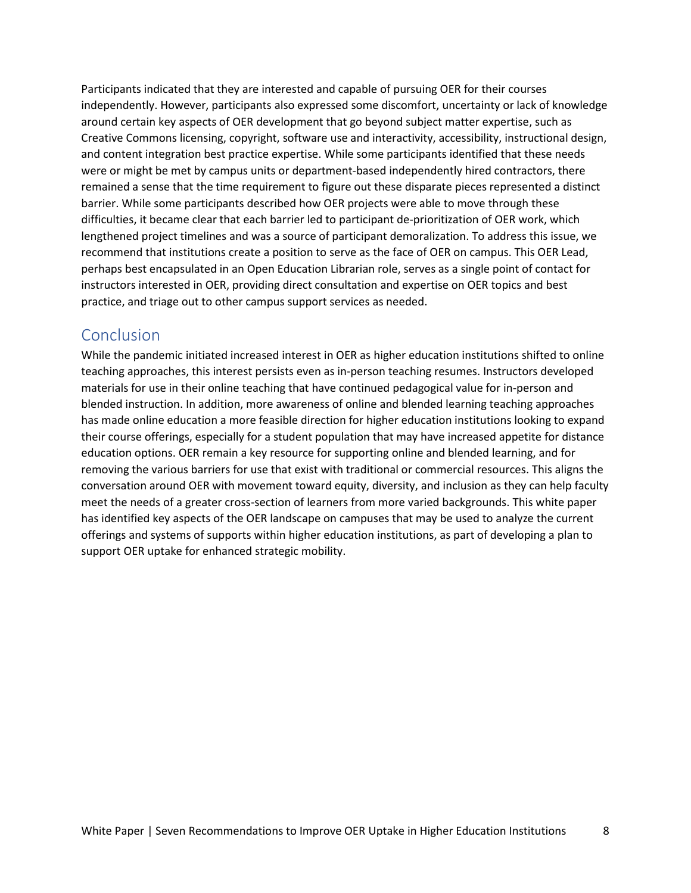Participants indicated that they are interested and capable of pursuing OER for their courses independently. However, participants also expressed some discomfort, uncertainty or lack of knowledge around certain key aspects of OER development that go beyond subject matter expertise, such as Creative Commons licensing, copyright, software use and interactivity, accessibility, instructional design, and content integration best practice expertise. While some participants identified that these needs were or might be met by campus units or department-based independently hired contractors, there remained a sense that the time requirement to figure out these disparate pieces represented a distinct barrier. While some participants described how OER projects were able to move through these difficulties, it became clear that each barrier led to participant de-prioritization of OER work, which lengthened project timelines and was a source of participant demoralization. To address this issue, we recommend that institutions create a position to serve as the face of OER on campus. This OER Lead, perhaps best encapsulated in an Open Education Librarian role, serves as a single point of contact for instructors interested in OER, providing direct consultation and expertise on OER topics and best practice, and triage out to other campus support services as needed.

## Conclusion

While the pandemic initiated increased interest in OER as higher education institutions shifted to online teaching approaches, this interest persists even as in-person teaching resumes. Instructors developed materials for use in their online teaching that have continued pedagogical value for in-person and blended instruction. In addition, more awareness of online and blended learning teaching approaches has made online education a more feasible direction for higher education institutions looking to expand their course offerings, especially for a student population that may have increased appetite for distance education options. OER remain a key resource for supporting online and blended learning, and for removing the various barriers for use that exist with traditional or commercial resources. This aligns the conversation around OER with movement toward equity, diversity, and inclusion as they can help faculty meet the needs of a greater cross-section of learners from more varied backgrounds. This white paper has identified key aspects of the OER landscape on campuses that may be used to analyze the current offerings and systems of supports within higher education institutions, as part of developing a plan to support OER uptake for enhanced strategic mobility.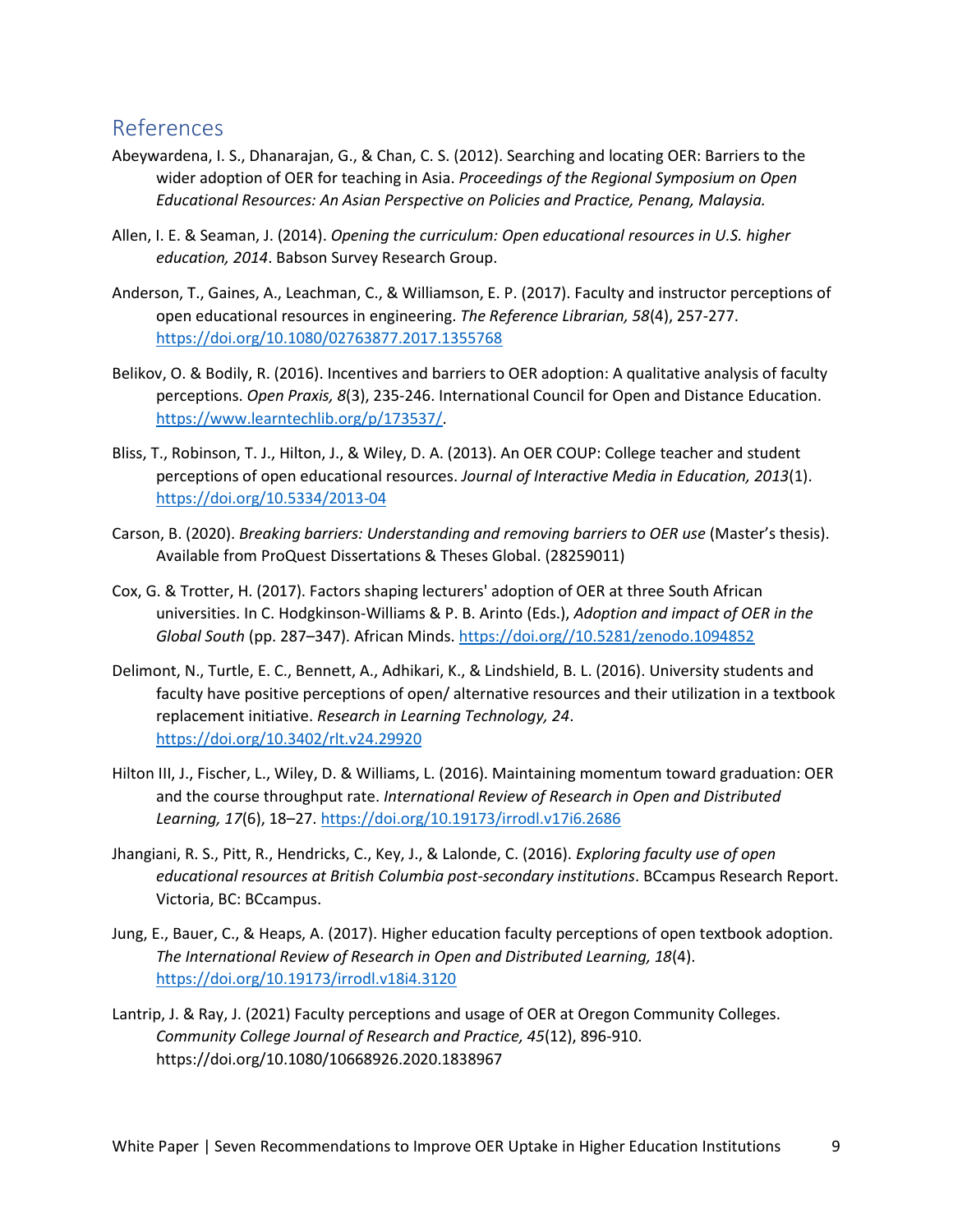## References

Abeywardena, I. S., Dhanarajan, G., & Chan, C. S. (2012). Searching and locating OER: Barriers to the wider adoption of OER for teaching in Asia. *Proceedings of the Regional Symposium on Open Educational Resources: An Asian Perspective on Policies and Practice, Penang, Malaysia.*

Allen, I. E. & Seaman, J. (2014). *Opening the curriculum: Open educational resources in U.S. higher education, 2014*. Babson Survey Research Group.

Anderson, T., Gaines, A., Leachman, C., & Williamson, E. P. (2017). Faculty and instructor perceptions of open educational resources in engineering. *The Reference Librarian, 58*(4), 257-277. https://doi.org/10.1080/02763877.2017.1355768

Belikov, O. & Bodily, R. (2016). Incentives and barriers to OER adoption: A qualitative analysis of faculty perceptions. *Open Praxis, 8*(3), 235-246. International Council for Open and Distance Education. https://www.learntechlib.org/p/173537/.

Bliss, T., Robinson, T. J., Hilton, J., & Wiley, D. A. (2013). An OER COUP: College teacher and student perceptions of open educational resources. *Journal of Interactive Media in Education, 2013*(1). https://doi.org/10.5334/2013-04

Carson, B. (2020). *Breaking barriers: Understanding and removing barriers to OER use* (Master's thesis). Available from ProQuest Dissertations & Theses Global. (28259011)

Cox, G. & Trotter, H. (2017). Factors shaping lecturers' adoption of OER at three South African universities. In C. Hodgkinson-Williams & P. B. Arinto (Eds.), *Adoption and impact of OER in the Global South* (pp. 287–347). African Minds. https://doi.org//10.5281/zenodo.1094852

Delimont, N., Turtle, E. C., Bennett, A., Adhikari, K., & Lindshield, B. L. (2016). University students and faculty have positive perceptions of open/ alternative resources and their utilization in a textbook replacement initiative. *Research in Learning Technology, 24*. https://doi.org/10.3402/rlt.v24.29920

Hilton III, J., Fischer, L., Wiley, D. & Williams, L. (2016). Maintaining momentum toward graduation: OER and the course throughput rate. *International Review of Research in Open and Distributed Learning, 17*(6), 18–27. https://doi.org/10.19173/irrodl.v17i6.2686

Jhangiani, R. S., Pitt, R., Hendricks, C., Key, J., & Lalonde, C. (2016). *Exploring faculty use of open educational resources at British Columbia post-secondary institutions*. BCcampus Research Report. Victoria, BC: BCcampus.

Jung, E., Bauer, C., & Heaps, A. (2017). Higher education faculty perceptions of open textbook adoption. *The International Review of Research in Open and Distributed Learning, 18*(4). https://doi.org/10.19173/irrodl.v18i4.3120

Lantrip, J. & Ray, J. (2021) Faculty perceptions and usage of OER at Oregon Community Colleges. *Community College Journal of Research and Practice, 45*(12), 896-910. https://doi.org/10.1080/10668926.2020.1838967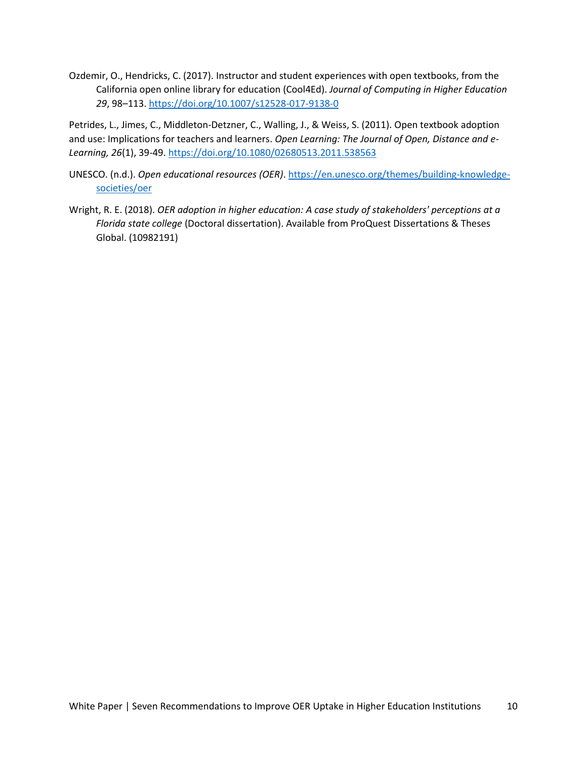Ozdemir, O., Hendricks, C. (2017). Instructor and student experiences with open textbooks, from the California open online library for education (Cool4Ed). *Journal of Computing in Higher Education 29*, 98–113. https://doi.org/10.1007/s12528-017-9138-0

Petrides, L., Jimes, C., Middleton-Detzner, C., Walling, J., & Weiss, S. (2011). Open textbook adoption and use: Implications for teachers and learners. *Open Learning: The Journal of Open, Distance and e-Learning, 26*(1), 39-49. https://doi.org/10.1080/02680513.2011.538563

UNESCO. (n.d.). *Open educational resources (OER)*. https://en.unesco.org/themes/building-knowledge-societies/oer

Wright, R. E. (2018). *OER adoption in higher education: A case study of stakeholders' perceptions at a Florida state college* (Doctoral dissertation). Available from ProQuest Dissertations & Theses Global. (10982191)